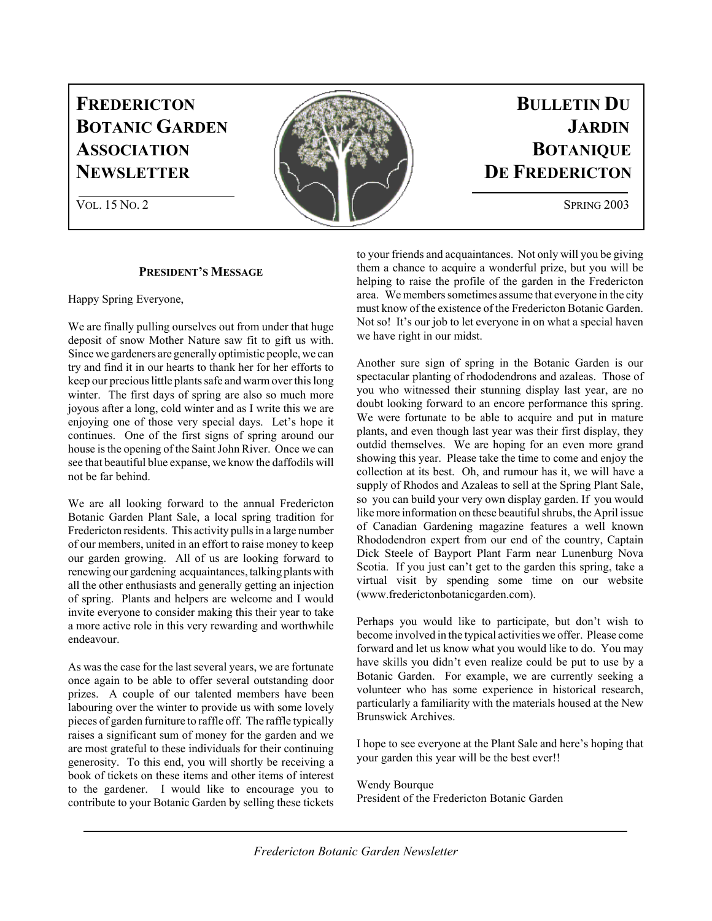# FREDERICTON BOTANIC GARDEN ASSOCIATION NEWSLETTER

# BULLETIN DU JARDIN BOTANIQUE DE FREDERICTON

VOL. 15 NO. 2

SPRING 2003

## PRESIDENT'S MESSAGE

Happy Spring Everyone,

We are finally pulling ourselves out from under that huge deposit of snow Mother Nature saw fit to gift us with. Since we gardeners are generally optimistic people, we can try and find it in our hearts to thank her for her efforts to keep our precious little plants safe and warm over this long winter. The first days of spring are also so much more joyous after a long, cold winter and as I write this we are enjoying one of those very special days. Let's hope it continues. One of the first signs of spring around our house is the opening of the Saint John River. Once we can see that beautiful blue expanse, we know the daffodils will not be far behind.

We are all looking forward to the annual Fredericton Botanic Garden Plant Sale, a local spring tradition for Fredericton residents. This activity pulls in a large number of our members, united in an effort to raise money to keep our garden growing. All of us are looking forward to renewing our gardening acquaintances, talking plants with all the other enthusiasts and generally getting an injection of spring. Plants and helpers are welcome and I would invite everyone to consider making this their year to take a more active role in this very rewarding and worthwhile endeavour.

As was the case for the last several years, we are fortunate once again to be able to offer several outstanding door prizes. A couple of our talented members have been labouring over the winter to provide us with some lovely pieces of garden furniture to raffle off. The raffle typically raises a significant sum of money for the garden and we are most grateful to these individuals for their continuing generosity. To this end, you will shortly be receiving a book of tickets on these items and other items of interest to the gardener. I would like to encourage you to contribute to your Botanic Garden by selling these tickets to your friends and acquaintances. Not only will you be giving them a chance to acquire a wonderful prize, but you will be helping to raise the profile of the garden in the Fredericton area. We members sometimes assume that everyone in the city must know of the existence of the Fredericton Botanic Garden. Not so! It's our job to let everyone in on what a special haven we have right in our midst.

Another sure sign of spring in the Botanic Garden is our spectacular planting of rhododendrons and azaleas. Those of you who witnessed their stunning display last year, are no doubt looking forward to an encore performance this spring. We were fortunate to be able to acquire and put in mature plants, and even though last year was their first display, they outdid themselves. We are hoping for an even more grand showing this year. Please take the time to come and enjoy the collection at its best. Oh, and rumour has it, we will have a supply of Rhodos and Azaleas to sell at the Spring Plant Sale, so you can build your very own display garden. If you would like more information on these beautiful shrubs, the April issue of Canadian Gardening magazine features a well known Rhododendron expert from our end of the country, Captain Dick Steele of Bayport Plant Farm near Lunenburg Nova Scotia. If you just can't get to the garden this spring, take a virtual visit by spending some time on our website (www.frederictonbotanicgarden.com).

Perhaps you would like to participate, but don't wish to become involved in the typical activities we offer. Please come forward and let us know what you would like to do. You may have skills you didn't even realize could be put to use by a Botanic Garden. For example, we are currently seeking a volunteer who has some experience in historical research, particularly a familiarity with the materials housed at the New Brunswick Archives.

I hope to see everyone at the Plant Sale and here's hoping that your garden this year will be the best ever!!

Wendy Bourque
President of the Fredericton Botanic Garden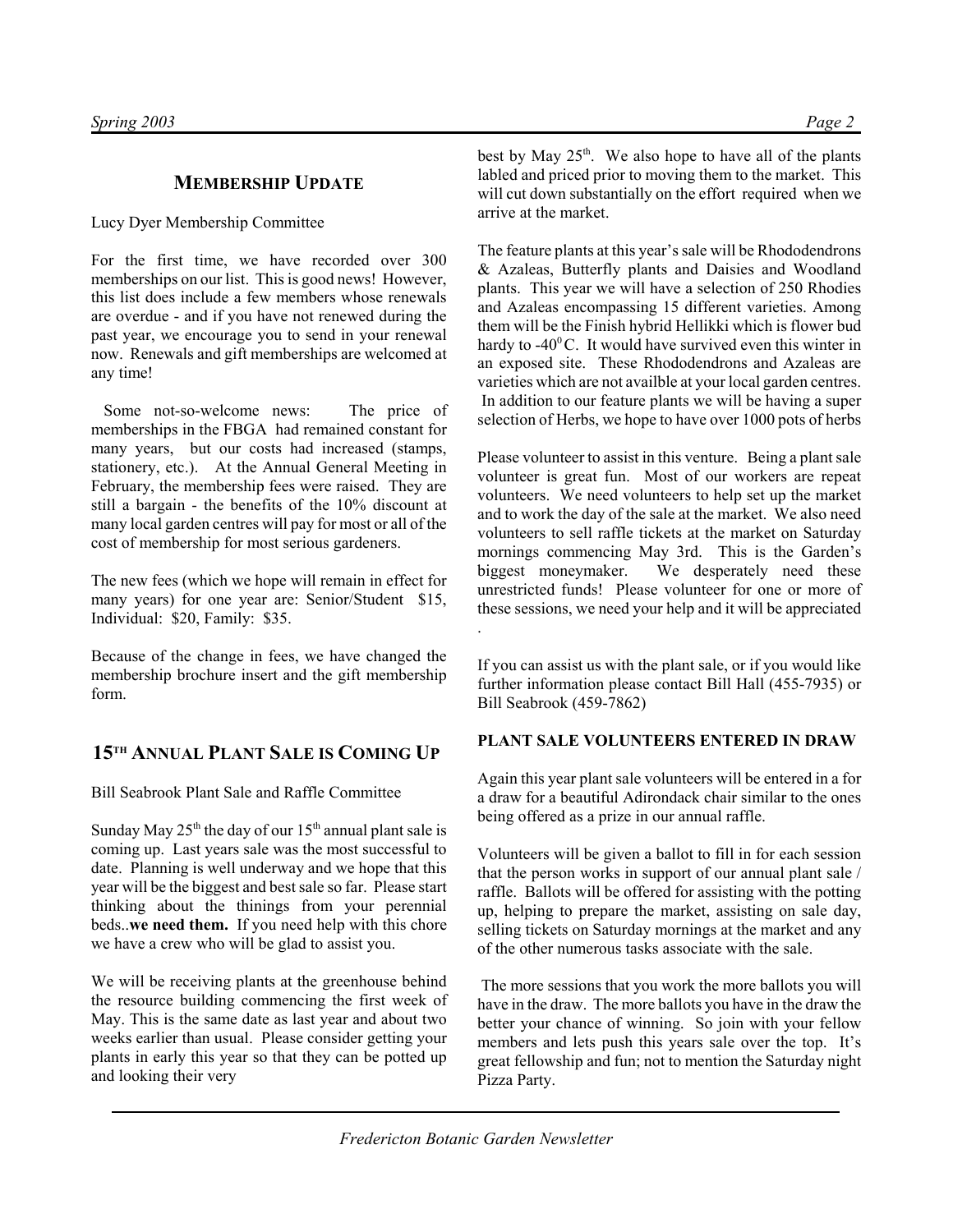## MEMBERSHIP UPDATE

Lucy Dyer Membership Committee

For the first time, we have recorded over 300 memberships on our list. This is good news! However, this list does include a few members whose renewals are overdue - and if you have not renewed during the past year, we encourage you to send in your renewal now. Renewals and gift memberships are welcomed at any time!

Some not-so-welcome news: The price of memberships in the FBGA had remained constant for many years, but our costs had increased (stamps, stationery, etc.). At the Annual General Meeting in February, the membership fees were raised. They are still a bargain - the benefits of the 10% discount at many local garden centres will pay for most or all of the cost of membership for most serious gardeners.

The new fees (which we hope will remain in effect for many years) for one year are: Senior/Student $15, Individual: $20, Family: $35.

Because of the change in fees, we have changed the membership brochure insert and the gift membership form.

## 15TH ANNUAL PLANT SALE IS COMING UP

Bill Seabrook Plant Sale and Raffle Committee

Sunday May 25th the day of our 15th annual plant sale is coming up. Last years sale was the most successful to date. Planning is well underway and we hope that this year will be the biggest and best sale so far. Please start thinking about the thinings from your perennial beds..**we need them.** If you need help with this chore we have a crew who will be glad to assist you.

We will be receiving plants at the greenhouse behind the resource building commencing the first week of May. This is the same date as last year and about two weeks earlier than usual. Please consider getting your plants in early this year so that they can be potted up and looking their very best by May 25th. We also hope to have all of the plants labled and priced prior to moving them to the market. This will cut down substantially on the effort required when we arrive at the market.

The feature plants at this year's sale will be Rhododendrons & Azaleas, Butterfly plants and Daisies and Woodland plants. This year we will have a selection of 250 Rhodies and Azaleas encompassing 15 different varieties. Among them will be the Finish hybrid Hellikki which is flower bud hardy to -40$^0$C. It would have survived even this winter in an exposed site. These Rhododendrons and Azaleas are varieties which are not availble at your local garden centres. In addition to our feature plants we will be having a super selection of Herbs, we hope to have over 1000 pots of herbs

Please volunteer to assist in this venture. Being a plant sale volunteer is great fun. Most of our workers are repeat volunteers. We need volunteers to help set up the market and to work the day of the sale at the market. We also need volunteers to sell raffle tickets at the market on Saturday mornings commencing May 3rd. This is the Garden's biggest moneymaker. We desperately need these unrestricted funds! Please volunteer for one or more of these sessions, we need your help and it will be appreciated .

If you can assist us with the plant sale, or if you would like further information please contact Bill Hall (455-7935) or Bill Seabrook (459-7862)

### PLANT SALE VOLUNTEERS ENTERED IN DRAW

Again this year plant sale volunteers will be entered in a for a draw for a beautiful Adirondack chair similar to the ones being offered as a prize in our annual raffle.

Volunteers will be given a ballot to fill in for each session that the person works in support of our annual plant sale / raffle. Ballots will be offered for assisting with the potting up, helping to prepare the market, assisting on sale day, selling tickets on Saturday mornings at the market and any of the other numerous tasks associate with the sale.

The more sessions that you work the more ballots you will have in the draw. The more ballots you have in the draw the better your chance of winning. So join with your fellow members and lets push this years sale over the top. It's great fellowship and fun; not to mention the Saturday night Pizza Party.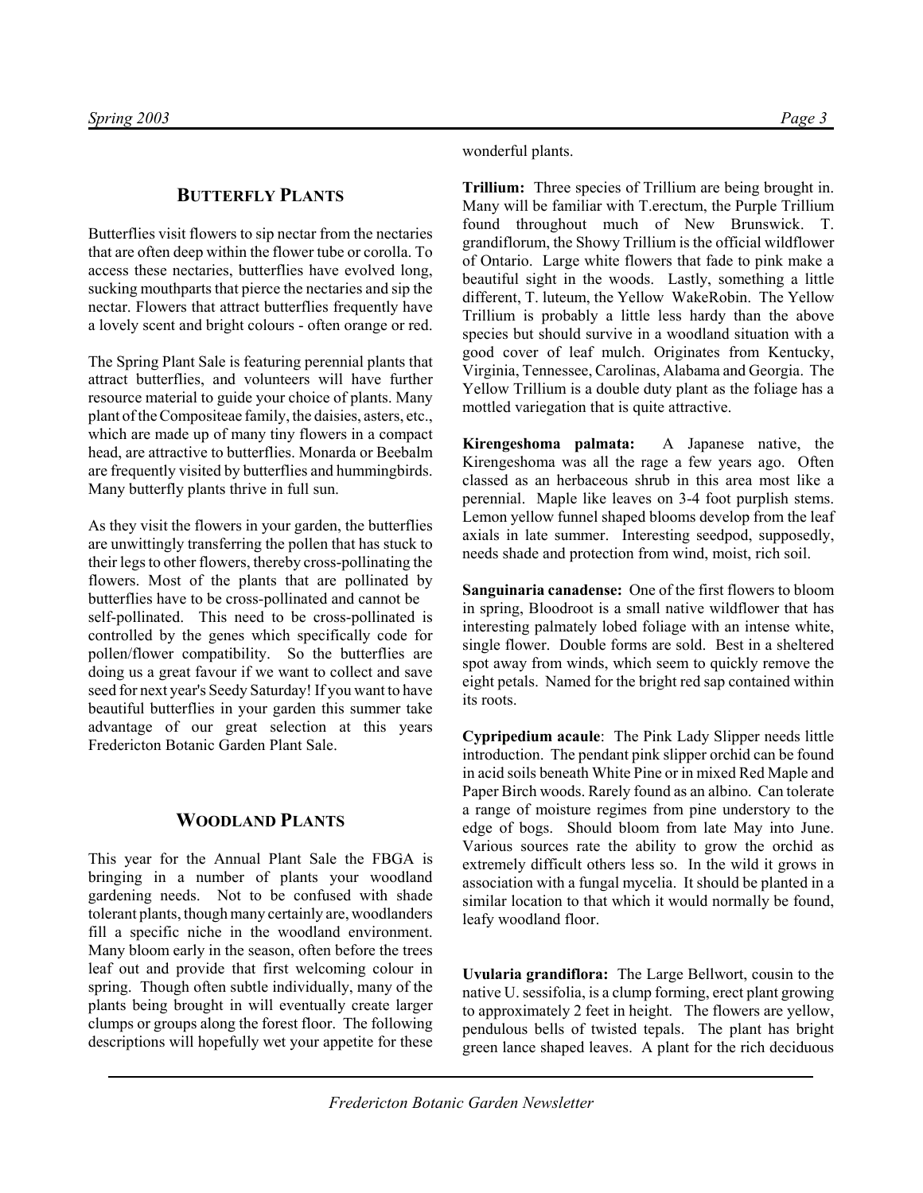## Butterfly Plants

Butterflies visit flowers to sip nectar from the nectaries that are often deep within the flower tube or corolla. To access these nectaries, butterflies have evolved long, sucking mouthparts that pierce the nectaries and sip the nectar. Flowers that attract butterflies frequently have a lovely scent and bright colours - often orange or red.

The Spring Plant Sale is featuring perennial plants that attract butterflies, and volunteers will have further resource material to guide your choice of plants. Many plant of the Compositeae family, the daisies, asters, etc., which are made up of many tiny flowers in a compact head, are attractive to butterflies. Monarda or Beebalm are frequently visited by butterflies and hummingbirds. Many butterfly plants thrive in full sun.

As they visit the flowers in your garden, the butterflies are unwittingly transferring the pollen that has stuck to their legs to other flowers, thereby cross-pollinating the flowers. Most of the plants that are pollinated by butterflies have to be cross-pollinated and cannot be self-pollinated. This need to be cross-pollinated is controlled by the genes which specifically code for pollen/flower compatibility. So the butterflies are doing us a great favour if we want to collect and save seed for next year's Seedy Saturday! If you want to have beautiful butterflies in your garden this summer take advantage of our great selection at this years Fredericton Botanic Garden Plant Sale.

## Woodland Plants

This year for the Annual Plant Sale the FBGA is bringing in a number of plants your woodland gardening needs. Not to be confused with shade tolerant plants, though many certainly are, woodlanders fill a specific niche in the woodland environment. Many bloom early in the season, often before the trees leaf out and provide that first welcoming colour in spring. Though often subtle individually, many of the plants being brought in will eventually create larger clumps or groups along the forest floor. The following descriptions will hopefully wet your appetite for these wonderful plants.

**Trillium:** Three species of Trillium are being brought in. Many will be familiar with T.erectum, the Purple Trillium found throughout much of New Brunswick. T. grandiflorum, the Showy Trillium is the official wildflower of Ontario. Large white flowers that fade to pink make a beautiful sight in the woods. Lastly, something a little different, T. luteum, the Yellow WakeRobin. The Yellow Trillium is probably a little less hardy than the above species but should survive in a woodland situation with a good cover of leaf mulch. Originates from Kentucky, Virginia, Tennessee, Carolinas, Alabama and Georgia. The Yellow Trillium is a double duty plant as the foliage has a mottled variegation that is quite attractive.

**Kirengeshoma palmata:** A Japanese native, the Kirengeshoma was all the rage a few years ago. Often classed as an herbaceous shrub in this area most like a perennial. Maple like leaves on 3-4 foot purplish stems. Lemon yellow funnel shaped blooms develop from the leaf axials in late summer. Interesting seedpod, supposedly, needs shade and protection from wind, moist, rich soil.

**Sanguinaria canadense:** One of the first flowers to bloom in spring, Bloodroot is a small native wildflower that has interesting palmately lobed foliage with an intense white, single flower. Double forms are sold. Best in a sheltered spot away from winds, which seem to quickly remove the eight petals. Named for the bright red sap contained within its roots.

**Cypripedium acaule**: The Pink Lady Slipper needs little introduction. The pendant pink slipper orchid can be found in acid soils beneath White Pine or in mixed Red Maple and Paper Birch woods. Rarely found as an albino. Can tolerate a range of moisture regimes from pine understory to the edge of bogs. Should bloom from late May into June. Various sources rate the ability to grow the orchid as extremely difficult others less so. In the wild it grows in association with a fungal mycelia. It should be planted in a similar location to that which it would normally be found, leafy woodland floor.

**Uvularia grandiflora:** The Large Bellwort, cousin to the native U. sessifolia, is a clump forming, erect plant growing to approximately 2 feet in height. The flowers are yellow, pendulous bells of twisted tepals. The plant has bright green lance shaped leaves. A plant for the rich deciduous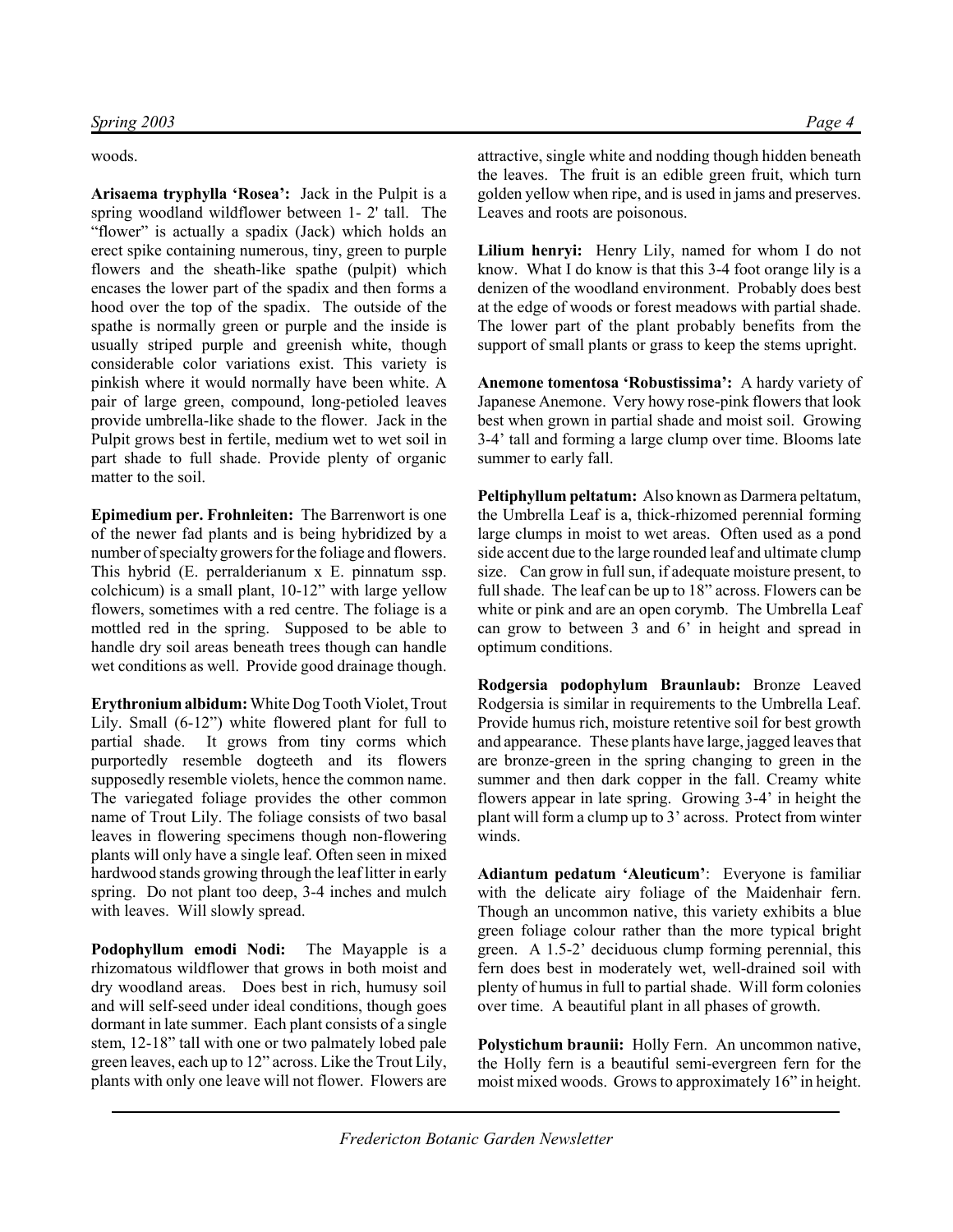woods.

**Arisaema tryphylla 'Rosea':** Jack in the Pulpit is a spring woodland wildflower between 1- 2' tall. The "flower" is actually a spadix (Jack) which holds an erect spike containing numerous, tiny, green to purple flowers and the sheath-like spathe (pulpit) which encases the lower part of the spadix and then forms a hood over the top of the spadix. The outside of the spathe is normally green or purple and the inside is usually striped purple and greenish white, though considerable color variations exist. This variety is pinkish where it would normally have been white. A pair of large green, compound, long-petioled leaves provide umbrella-like shade to the flower. Jack in the Pulpit grows best in fertile, medium wet to wet soil in part shade to full shade. Provide plenty of organic matter to the soil.

**Epimedium per. Frohnleiten:** The Barrenwort is one of the newer fad plants and is being hybridized by a number of specialty growers for the foliage and flowers. This hybrid (E. perralderianum x E. pinnatum ssp. colchicum) is a small plant, 10-12" with large yellow flowers, sometimes with a red centre. The foliage is a mottled red in the spring. Supposed to be able to handle dry soil areas beneath trees though can handle wet conditions as well. Provide good drainage though.

**Erythronium albidum:** White Dog Tooth Violet, Trout Lily. Small (6-12") white flowered plant for full to partial shade. It grows from tiny corms which purportedly resemble dogteeth and its flowers supposedly resemble violets, hence the common name. The variegated foliage provides the other common name of Trout Lily. The foliage consists of two basal leaves in flowering specimens though non-flowering plants will only have a single leaf. Often seen in mixed hardwood stands growing through the leaf litter in early spring. Do not plant too deep, 3-4 inches and mulch with leaves. Will slowly spread.

**Podophyllum emodi Nodi:** The Mayapple is a rhizomatous wildflower that grows in both moist and dry woodland areas. Does best in rich, humusy soil and will self-seed under ideal conditions, though goes dormant in late summer. Each plant consists of a single stem, 12-18" tall with one or two palmately lobed pale green leaves, each up to 12" across. Like the Trout Lily, plants with only one leave will not flower. Flowers are attractive, single white and nodding though hidden beneath the leaves. The fruit is an edible green fruit, which turn golden yellow when ripe, and is used in jams and preserves. Leaves and roots are poisonous.

**Lilium henryi:** Henry Lily, named for whom I do not know. What I do know is that this 3-4 foot orange lily is a denizen of the woodland environment. Probably does best at the edge of woods or forest meadows with partial shade. The lower part of the plant probably benefits from the support of small plants or grass to keep the stems upright.

**Anemone tomentosa 'Robustissima':** A hardy variety of Japanese Anemone. Very howy rose-pink flowers that look best when grown in partial shade and moist soil. Growing 3-4' tall and forming a large clump over time. Blooms late summer to early fall.

**Peltiphyllum peltatum:** Also known as Darmera peltatum, the Umbrella Leaf is a, thick-rhizomed perennial forming large clumps in moist to wet areas. Often used as a pond side accent due to the large rounded leaf and ultimate clump size. Can grow in full sun, if adequate moisture present, to full shade. The leaf can be up to 18" across. Flowers can be white or pink and are an open corymb. The Umbrella Leaf can grow to between 3 and 6' in height and spread in optimum conditions.

**Rodgersia podophylum Braunlaub:** Bronze Leaved Rodgersia is similar in requirements to the Umbrella Leaf. Provide humus rich, moisture retentive soil for best growth and appearance. These plants have large, jagged leaves that are bronze-green in the spring changing to green in the summer and then dark copper in the fall. Creamy white flowers appear in late spring. Growing 3-4' in height the plant will form a clump up to 3' across. Protect from winter winds.

**Adiantum pedatum 'Aleuticum'**: Everyone is familiar with the delicate airy foliage of the Maidenhair fern. Though an uncommon native, this variety exhibits a blue green foliage colour rather than the more typical bright green. A 1.5-2' deciduous clump forming perennial, this fern does best in moderately wet, well-drained soil with plenty of humus in full to partial shade. Will form colonies over time. A beautiful plant in all phases of growth.

**Polystichum braunii:** Holly Fern. An uncommon native, the Holly fern is a beautiful semi-evergreen fern for the moist mixed woods. Grows to approximately 16" in height.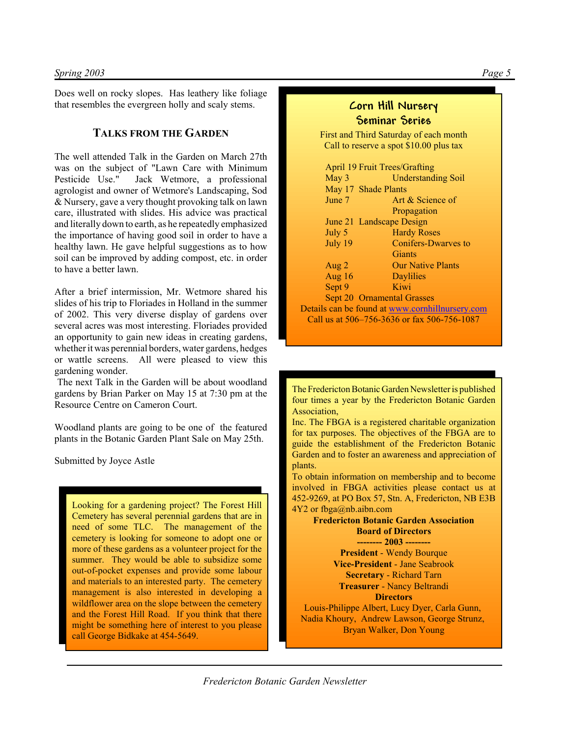Does well on rocky slopes. Has leathery like foliage that resembles the evergreen holly and scaly stems.

## Talks from the Garden

The well attended Talk in the Garden on March 27th was on the subject of "Lawn Care with Minimum Pesticide Use." Jack Wetmore, a professional agrologist and owner of Wetmore's Landscaping, Sod & Nursery, gave a very thought provoking talk on lawn care, illustrated with slides. His advice was practical and literally down to earth, as he repeatedly emphasized the importance of having good soil in order to have a healthy lawn. He gave helpful suggestions as to how soil can be improved by adding compost, etc. in order to have a better lawn.

After a brief intermission, Mr. Wetmore shared his slides of his trip to Floriades in Holland in the summer of 2002. This very diverse display of gardens over several acres was most interesting. Floriades provided an opportunity to gain new ideas in creating gardens, whether it was perennial borders, water gardens, hedges or wattle screens. All were pleased to view this gardening wonder.

The next Talk in the Garden will be about woodland gardens by Brian Parker on May 15 at 7:30 pm at the Resource Centre on Cameron Court.

Woodland plants are going to be one of the featured plants in the Botanic Garden Plant Sale on May 25th.

Submitted by Joyce Astle

Looking for a gardening project? The Forest Hill Cemetery has several perennial gardens that are in need of some TLC. The management of the cemetery is looking for someone to adopt one or more of these gardens as a volunteer project for the summer. They would be able to subsidize some out-of-pocket expenses and provide some labour and materials to an interested party. The cemetery management is also interested in developing a wildflower area on the slope between the cemetery and the Forest Hill Road. If you think that there might be something here of interest to you please call George Bidkake at 454-5649.

## Corn Hill Nursery Seminar Series

First and Third Saturday of each month
Call to reserve a spot $10.00 plus tax

- April 19 Fruit Trees/Grafting
- May 3 Understanding Soil
- May 17 Shade Plants
- June 7 Art & Science of Propagation
- June 21 Landscape Design
- July 5 Hardy Roses
- July 19 Conifers-Dwarves to Giants
- Aug 2 Our Native Plants
- Aug 16 Daylilies
- Sept 9 Kiwi
- Sept 20 Ornamental Grasses

Details can be found at www.cornhillnursery.com
Call us at 506–756-3636 or fax 506-756-1087

The Fredericton Botanic Garden Newsletter is published four times a year by the Fredericton Botanic Garden Association,
Inc. The FBGA is a registered charitable organization for tax purposes. The objectives of the FBGA are to guide the establishment of the Fredericton Botanic Garden and to foster an awareness and appreciation of plants.
To obtain information on membership and to become involved in FBGA activities please contact us at 452-9269, at PO Box 57, Stn. A, Fredericton, NB E3B 4Y2 or fbga@nb.aibn.com

**Fredericton Botanic Garden Association**
**Board of Directors**
**-------- 2003 --------**

**President** - Wendy Bourque
**Vice-President** - Jane Seabrook
**Secretary** - Richard Tarn
**Treasurer** - Nancy Beltrandi
**Directors**
Louis-Philippe Albert, Lucy Dyer, Carla Gunn, Nadia Khoury, Andrew Lawson, George Strunz, Bryan Walker, Don Young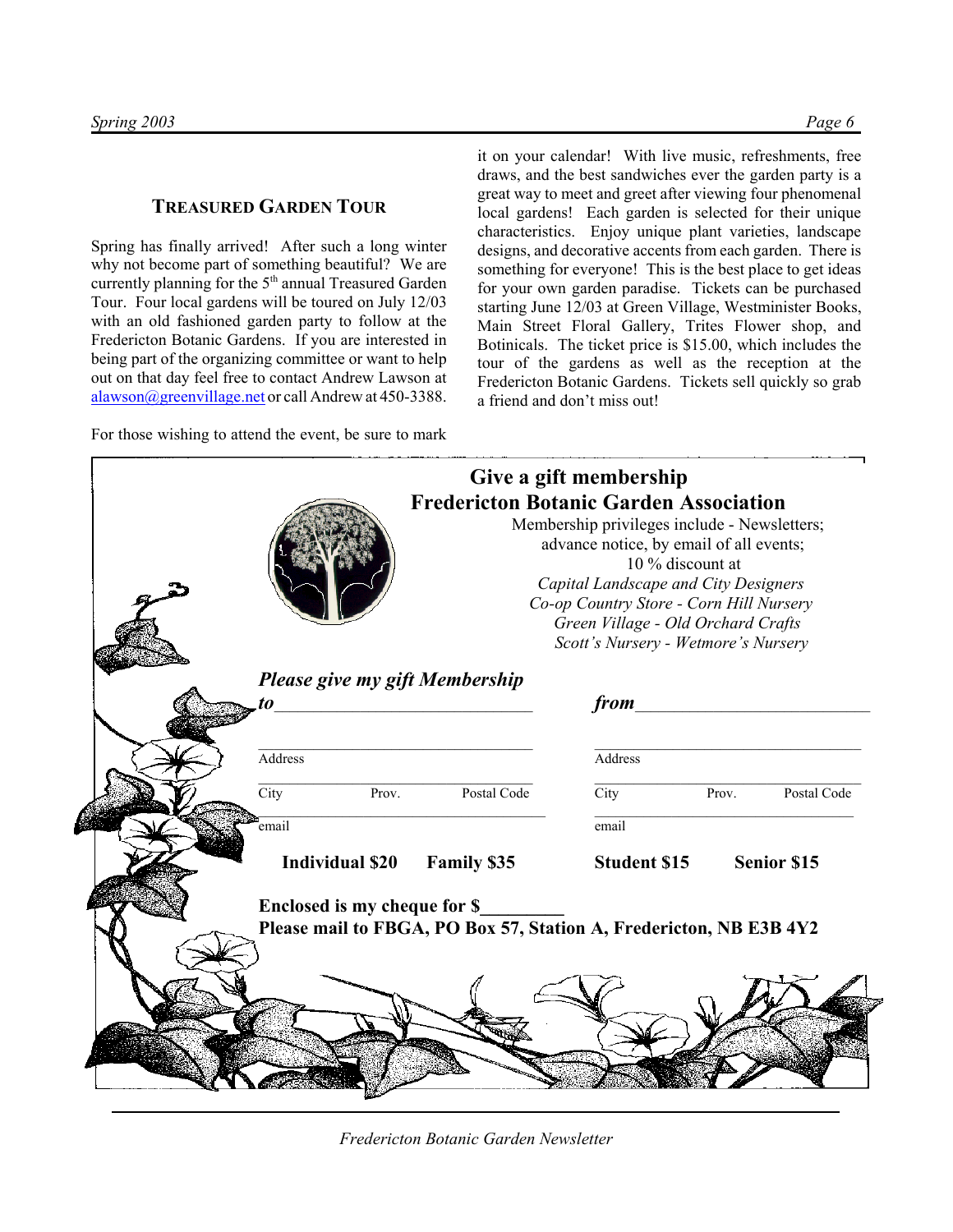## TREASURED GARDEN TOUR

Spring has finally arrived! After such a long winter why not become part of something beautiful? We are currently planning for the 5th annual Treasured Garden Tour. Four local gardens will be toured on July 12/03 with an old fashioned garden party to follow at the Fredericton Botanic Gardens. If you are interested in being part of the organizing committee or want to help out on that day feel free to contact Andrew Lawson at alawson@greenvillage.net or call Andrew at 450-3388.

For those wishing to attend the event, be sure to mark it on your calendar! With live music, refreshments, free draws, and the best sandwiches ever the garden party is a great way to meet and greet after viewing four phenomenal local gardens! Each garden is selected for their unique characteristics. Enjoy unique plant varieties, landscape designs, and decorative accents from each garden. There is something for everyone! This is the best place to get ideas for your own garden paradise. Tickets can be purchased starting June 12/03 at Green Village, Westminister Books, Main Street Floral Gallery, Trites Flower shop, and Botinicals. The ticket price is $15.00, which includes the tour of the gardens as well as the reception at the Fredericton Botanic Gardens. Tickets sell quickly so grab a friend and don't miss out!

## Give a gift membership
## Fredericton Botanic Garden Association

Membership privileges include - Newsletters; advance notice, by email of all events; 10 % discount at

*Capital Landscape and City Designers*
*Co-op Country Store - Corn Hill Nursery*
*Green Village - Old Orchard Crafts*
*Scott's Nursery - Wetmore's Nursery*

***Please give my gift Membership to*** ____________________

***from*** ____________________

____________________
Address

____________________
City Prov. Postal Code

____________________
email

____________________
Address

____________________
City Prov. Postal Code

____________________
email

**Individual $20** **Family $35** **Student $15** **Senior $15**

**Enclosed is my cheque for $\_\_\_\_\_\_\_\_\_**

**Please mail to FBGA, PO Box 57, Station A, Fredericton, NB E3B 4Y2**